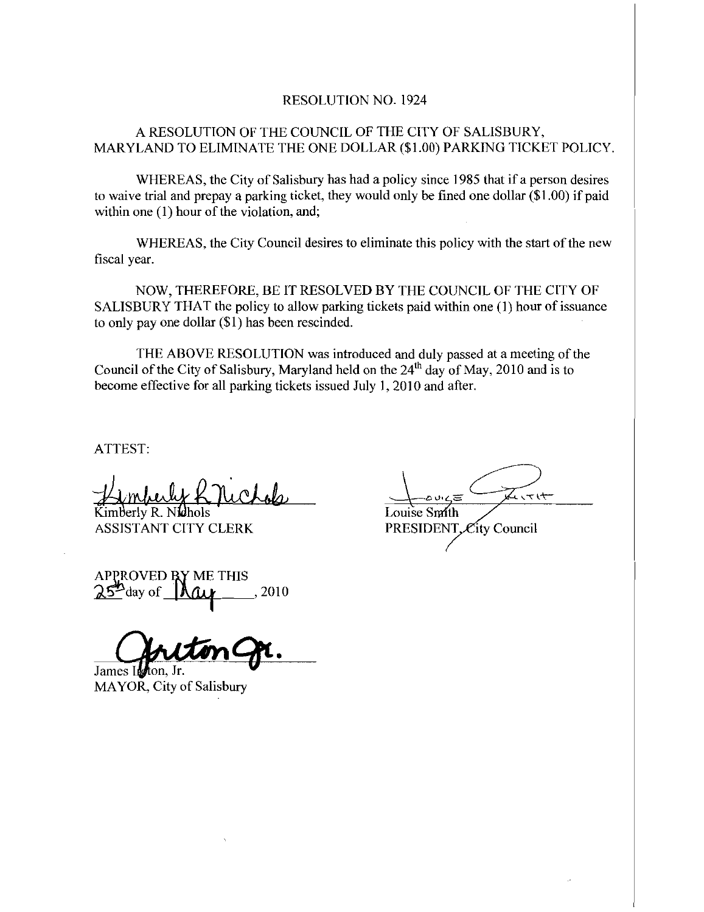# RESOLUTION NO. 1924

## A RESOLUTION OF THE COUNCIL OF THE CITY OF SALISBURY, MARYLAND TO ELIMINATE THE ONE DOLLAR ($1.00) PARKING TICKET POLICY.

WHEREAS, the City of Salisbury has had a policy since 1985 that if a person desires to waive trial and prepay a parking ticket, they would only be fined one dollar ($1.00) if paid within one (1) hour of the violation, and;

WHEREAS, the City Council desires to eliminate this policy with the start of the new fiscal year.

NOW, THEREFORE, BE IT RESOLVED BY THE COUNCIL OF THE CITY OF SALISBURY THAT the policy to allow parking tickets paid within one (1) hour of issuance to only pay one dollar ($1) has been rescinded.

THE ABOVE RESOLUTION was introduced and duly passed at a meeting of the Council of the City of Salisbury, Maryland held on the 24th day of May, 2010 and is to become effective for all parking tickets issued July 1, 2010 and after.

ATTEST:

Kimberly R. Nichols
ASSISTANT CITY CLERK

Louise Smith
PRESIDENT, City Council

APPROVED BY ME THIS 25th day of May, 2010

James Ireton, Jr.
MAYOR, City of Salisbury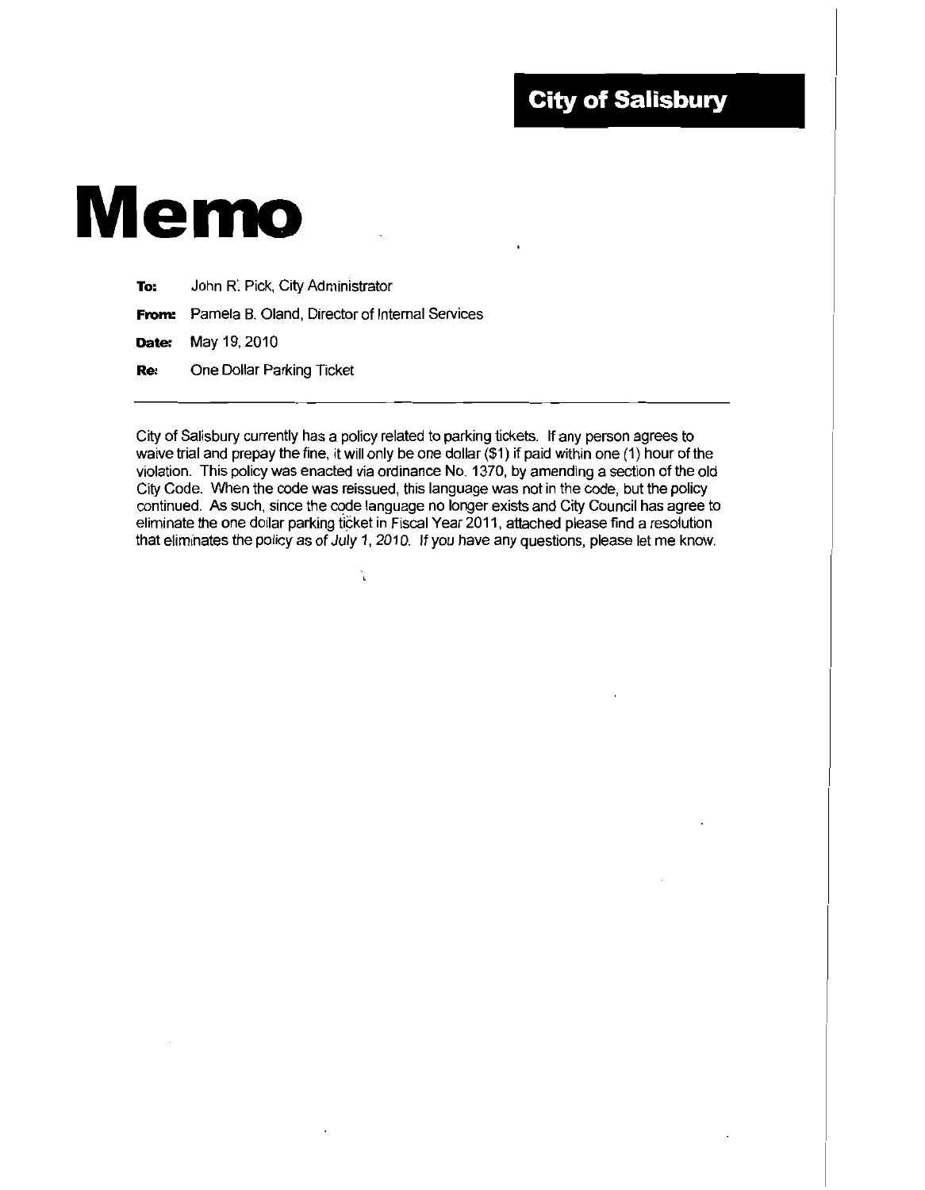**City of Salisbury**

# Memo

**To:** John R. Pick, City Administrator

**From:** Pamela B. Oland, Director of Internal Services

**Date:** May 19, 2010

**Re:** One Dollar Parking Ticket

---

City of Salisbury currently has a policy related to parking tickets. If any person agrees to waive trial and prepay the fine, it will only be one dollar ($1) if paid within one (1) hour of the violation. This policy was enacted via ordinance No. 1370, by amending a section of the old City Code. When the code was reissued, this language was not in the code, but the policy continued. As such, since the code language no longer exists and City Council has agree to eliminate the one dollar parking ticket in Fiscal Year 2011, attached please find a resolution that eliminates the policy as of July 1, 2010. If you have any questions, please let me know.